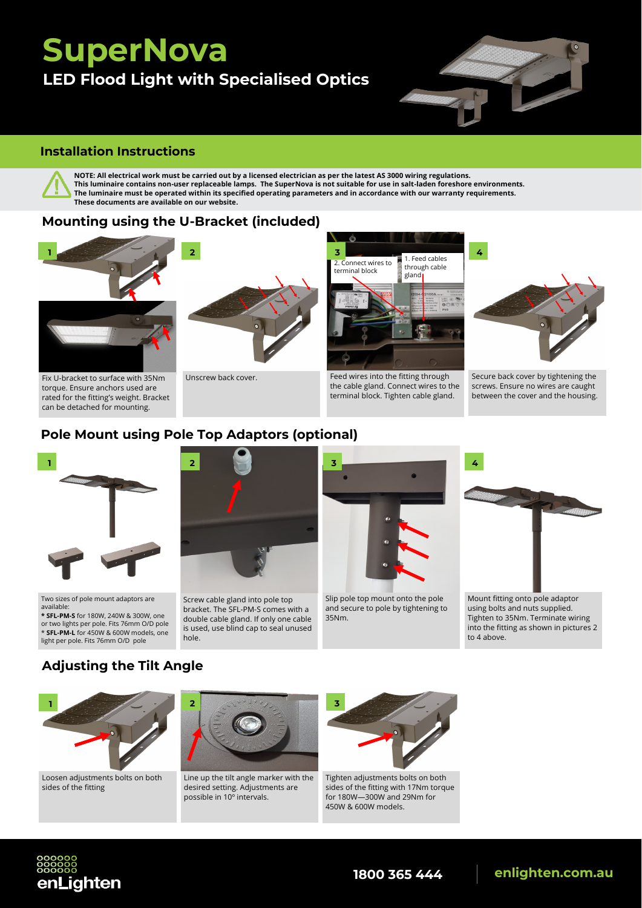# SuperNova

## LED Flood Light with Specialised Optics

## Installation Instructions

**NOTE: All electrical work must be carried out by a licensed electrician as per the latest AS 3000 wiring regulations.**
**This luminaire contains non-user replaceable lamps. The SuperNova is not suitable for use in salt-laden foreshore environments.**
**The luminaire must be operated within its specified operating parameters and in accordance with our warranty requirements.**
**These documents are available on our website.**

### Mounting using the U-Bracket (included)

**1** Fix U-bracket to surface with 35Nm torque. Ensure anchors used are rated for the fitting's weight. Bracket can be detached for mounting.

**2** Unscrew back cover.

**3** 1. Feed cables through cable gland  
2. Connect wires to terminal block

Feed wires into the fitting through the cable gland. Connect wires to the terminal block. Tighten cable gland.

**4** Secure back cover by tightening the screws. Ensure no wires are caught between the cover and the housing.

### Pole Mount using Pole Top Adaptors (optional)

**1** Two sizes of pole mount adaptors are available:
* **SFL-PM-S** for 180W, 240W & 300W, one or two lights per pole. Fits 76mm O/D pole
* **SFL-PM-L** for 450W & 600W models, one light per pole. Fits 76mm O/D pole

**2** Screw cable gland into pole top bracket. The SFL-PM-S comes with a double cable gland. If only one cable is used, use blind cap to seal unused hole.

**3** Slip pole top mount onto the pole and secure to pole by tightening to 35Nm.

**4** Mount fitting onto pole adaptor using bolts and nuts supplied. Tighten to 35Nm. Terminate wiring into the fitting as shown in pictures 2 to 4 above.

### Adjusting the Tilt Angle

**1** Loosen adjustments bolts on both sides of the fitting

**2** Line up the tilt angle marker with the desired setting. Adjustments are possible in 10º intervals.

**3** Tighten adjustments bolts on both sides of the fitting with 17Nm torque for 180W—300W and 29Nm for 450W & 600W models.

enLighten

1800 365 444 | enlighten.com.au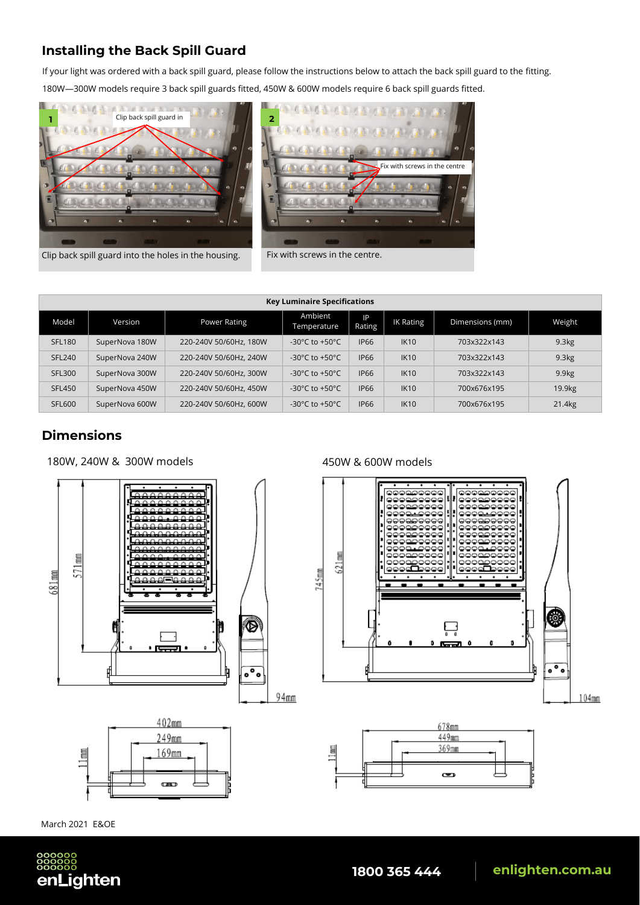## Installing the Back Spill Guard

If your light was ordered with a back spill guard, please follow the instructions below to attach the back spill guard to the fitting.

180W—300W models require 3 back spill guards fitted, 450W & 600W models require 6 back spill guards fitted.

1

Clip back spill guard in

Clip back spill guard into the holes in the housing.

2

Fix with screws in the centre

Fix with screws in the centre.

| Key Luminaire Specifications | | | | | | | |
|---|---|---|---|---|---|---|---|
| Model | Version | Power Rating | Ambient Temperature | IP Rating | IK Rating | Dimensions (mm) | Weight |
| SFL180 | SuperNova 180W | 220-240V 50/60Hz, 180W | -30°C to +50°C | IP66 | IK10 | 703x322x143 | 9.3kg |
| SFL240 | SuperNova 240W | 220-240V 50/60Hz, 240W | -30°C to +50°C | IP66 | IK10 | 703x322x143 | 9.3kg |
| SFL300 | SuperNova 300W | 220-240V 50/60Hz, 300W | -30°C to +50°C | IP66 | IK10 | 703x322x143 | 9.9kg |
| SFL450 | SuperNova 450W | 220-240V 50/60Hz, 450W | -30°C to +50°C | IP66 | IK10 | 700x676x195 | 19.9kg |
| SFL600 | SuperNova 600W | 220-240V 50/60Hz, 600W | -30°C to +50°C | IP66 | IK10 | 700x676x195 | 21.4kg |

## Dimensions

180W, 240W & 300W models

681mm

571mm

94mm

402mm

249mm

169mm

11mm

450W & 600W models

745mm

621mm

104mm

678mm

449mm

369mm

11mm

March 2021 E&OE